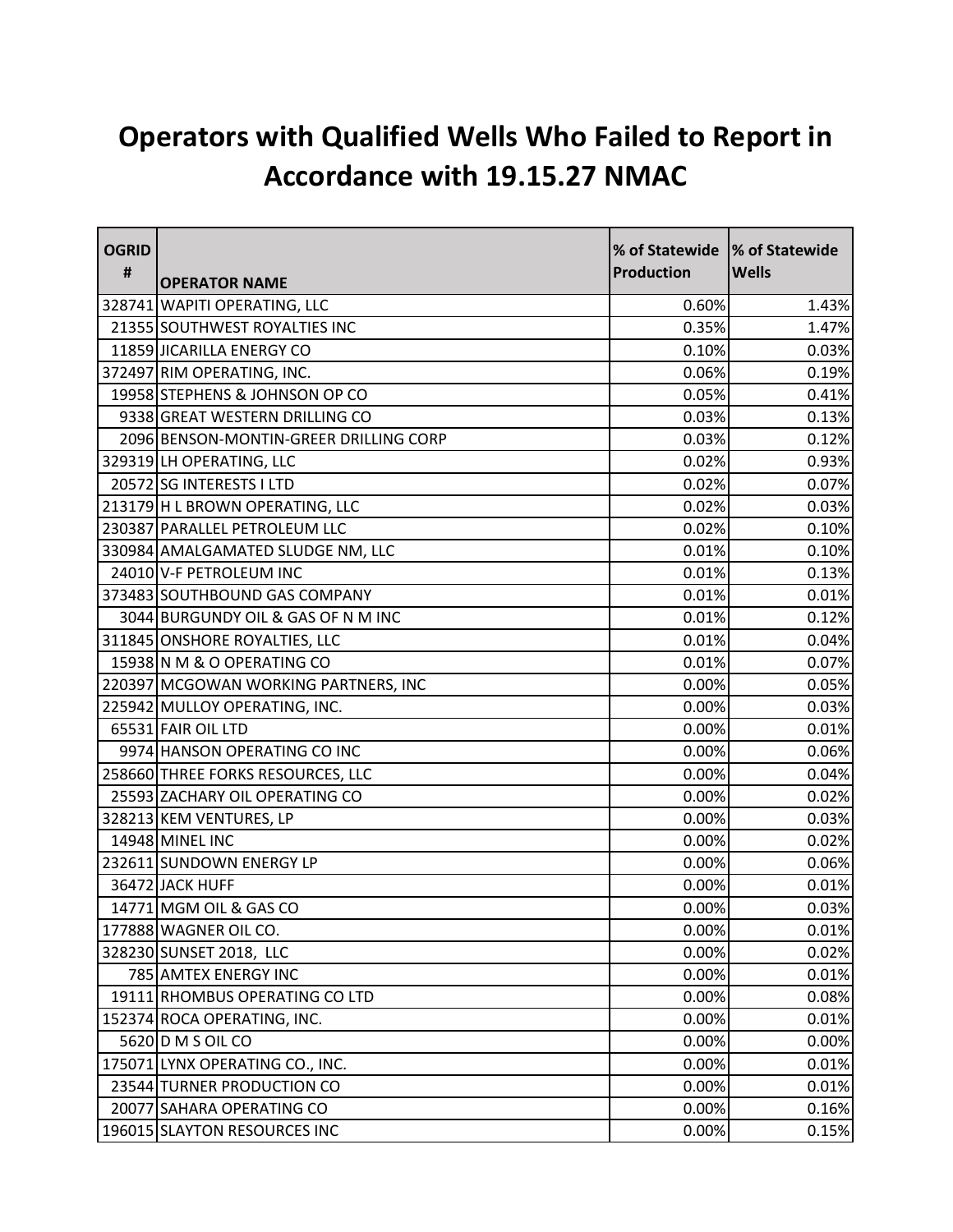# Operators with Qualified Wells Who Failed to Report in Accordance with 19.15.27 NMAC

| OGRID # | OPERATOR NAME | % of Statewide Production | % of Statewide Wells |
|---|---|---|---|
| 328741 | WAPITI OPERATING, LLC | 0.60% | 1.43% |
| 21355 | SOUTHWEST ROYALTIES INC | 0.35% | 1.47% |
| 11859 | JICARILLA ENERGY CO | 0.10% | 0.03% |
| 372497 | RIM OPERATING, INC. | 0.06% | 0.19% |
| 19958 | STEPHENS & JOHNSON OP CO | 0.05% | 0.41% |
| 9338 | GREAT WESTERN DRILLING CO | 0.03% | 0.13% |
| 2096 | BENSON-MONTIN-GREER DRILLING CORP | 0.03% | 0.12% |
| 329319 | LH OPERATING, LLC | 0.02% | 0.93% |
| 20572 | SG INTERESTS I LTD | 0.02% | 0.07% |
| 213179 | H L BROWN OPERATING, LLC | 0.02% | 0.03% |
| 230387 | PARALLEL PETROLEUM LLC | 0.02% | 0.10% |
| 330984 | AMALGAMATED SLUDGE NM, LLC | 0.01% | 0.10% |
| 24010 | V-F PETROLEUM INC | 0.01% | 0.13% |
| 373483 | SOUTHBOUND GAS COMPANY | 0.01% | 0.01% |
| 3044 | BURGUNDY OIL & GAS OF N M INC | 0.01% | 0.12% |
| 311845 | ONSHORE ROYALTIES, LLC | 0.01% | 0.04% |
| 15938 | N M & O OPERATING CO | 0.01% | 0.07% |
| 220397 | MCGOWAN WORKING PARTNERS, INC | 0.00% | 0.05% |
| 225942 | MULLOY OPERATING, INC. | 0.00% | 0.03% |
| 65531 | FAIR OIL LTD | 0.00% | 0.01% |
| 9974 | HANSON OPERATING CO INC | 0.00% | 0.06% |
| 258660 | THREE FORKS RESOURCES, LLC | 0.00% | 0.04% |
| 25593 | ZACHARY OIL OPERATING CO | 0.00% | 0.02% |
| 328213 | KEM VENTURES, LP | 0.00% | 0.03% |
| 14948 | MINEL INC | 0.00% | 0.02% |
| 232611 | SUNDOWN ENERGY LP | 0.00% | 0.06% |
| 36472 | JACK HUFF | 0.00% | 0.01% |
| 14771 | MGM OIL & GAS CO | 0.00% | 0.03% |
| 177888 | WAGNER OIL CO. | 0.00% | 0.01% |
| 328230 | SUNSET 2018, LLC | 0.00% | 0.02% |
| 785 | AMTEX ENERGY INC | 0.00% | 0.01% |
| 19111 | RHOMBUS OPERATING CO LTD | 0.00% | 0.08% |
| 152374 | ROCA OPERATING, INC. | 0.00% | 0.01% |
| 5620 | D M S OIL CO | 0.00% | 0.00% |
| 175071 | LYNX OPERATING CO., INC. | 0.00% | 0.01% |
| 23544 | TURNER PRODUCTION CO | 0.00% | 0.01% |
| 20077 | SAHARA OPERATING CO | 0.00% | 0.16% |
| 196015 | SLAYTON RESOURCES INC | 0.00% | 0.15% |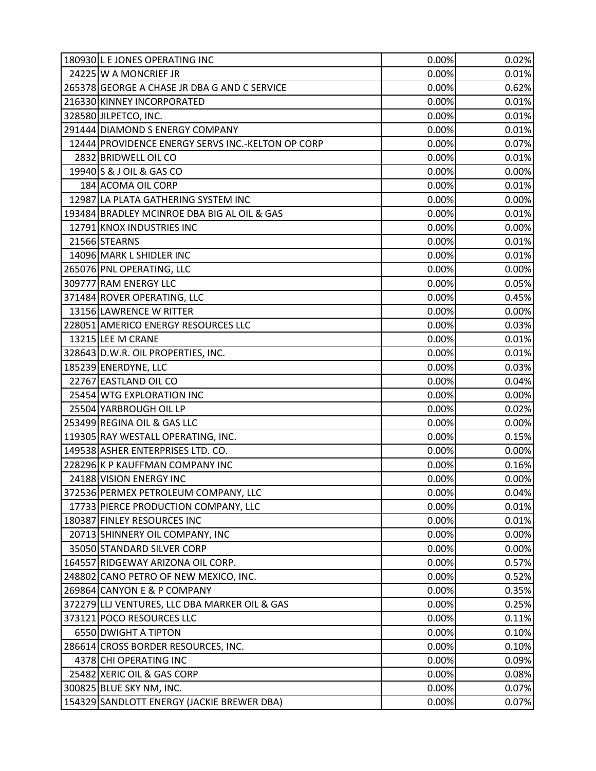| | | | |
|---|---|---|---|
| 180930 | L E JONES OPERATING INC | 0.00% | 0.02% |
| 24225 | W A MONCRIEF JR | 0.00% | 0.01% |
| 265378 | GEORGE A CHASE JR DBA G AND C SERVICE | 0.00% | 0.62% |
| 216330 | KINNEY INCORPORATED | 0.00% | 0.01% |
| 328580 | JILPETCO, INC. | 0.00% | 0.01% |
| 291444 | DIAMOND S ENERGY COMPANY | 0.00% | 0.01% |
| 12444 | PROVIDENCE ENERGY SERVS INC.-KELTON OP CORP | 0.00% | 0.07% |
| 2832 | BRIDWELL OIL CO | 0.00% | 0.01% |
| 19940 | S & J OIL & GAS CO | 0.00% | 0.00% |
| 184 | ACOMA OIL CORP | 0.00% | 0.01% |
| 12987 | LA PLATA GATHERING SYSTEM INC | 0.00% | 0.00% |
| 193484 | BRADLEY MCINROE DBA BIG AL OIL & GAS | 0.00% | 0.01% |
| 12791 | KNOX INDUSTRIES INC | 0.00% | 0.00% |
| 21566 | STEARNS | 0.00% | 0.01% |
| 14096 | MARK L SHIDLER INC | 0.00% | 0.01% |
| 265076 | PNL OPERATING, LLC | 0.00% | 0.00% |
| 309777 | RAM ENERGY LLC | 0.00% | 0.05% |
| 371484 | ROVER OPERATING, LLC | 0.00% | 0.45% |
| 13156 | LAWRENCE W RITTER | 0.00% | 0.00% |
| 228051 | AMERICO ENERGY RESOURCES LLC | 0.00% | 0.03% |
| 13215 | LEE M CRANE | 0.00% | 0.01% |
| 328643 | D.W.R. OIL PROPERTIES, INC. | 0.00% | 0.01% |
| 185239 | ENERDYNE, LLC | 0.00% | 0.03% |
| 22767 | EASTLAND OIL CO | 0.00% | 0.04% |
| 25454 | WTG EXPLORATION INC | 0.00% | 0.00% |
| 25504 | YARBROUGH OIL LP | 0.00% | 0.02% |
| 253499 | REGINA OIL & GAS LLC | 0.00% | 0.00% |
| 119305 | RAY WESTALL OPERATING, INC. | 0.00% | 0.15% |
| 149538 | ASHER ENTERPRISES LTD. CO. | 0.00% | 0.00% |
| 228296 | K P KAUFFMAN COMPANY INC | 0.00% | 0.16% |
| 24188 | VISION ENERGY INC | 0.00% | 0.00% |
| 372536 | PERMEX PETROLEUM COMPANY, LLC | 0.00% | 0.04% |
| 17733 | PIERCE PRODUCTION COMPANY, LLC | 0.00% | 0.01% |
| 180387 | FINLEY RESOURCES INC | 0.00% | 0.01% |
| 20713 | SHINNERY OIL COMPANY, INC | 0.00% | 0.00% |
| 35050 | STANDARD SILVER CORP | 0.00% | 0.00% |
| 164557 | RIDGEWAY ARIZONA OIL CORP. | 0.00% | 0.57% |
| 248802 | CANO PETRO OF NEW MEXICO, INC. | 0.00% | 0.52% |
| 269864 | CANYON E & P COMPANY | 0.00% | 0.35% |
| 372279 | LLJ VENTURES, LLC DBA MARKER OIL & GAS | 0.00% | 0.25% |
| 373121 | POCO RESOURCES LLC | 0.00% | 0.11% |
| 6550 | DWIGHT A TIPTON | 0.00% | 0.10% |
| 286614 | CROSS BORDER RESOURCES, INC. | 0.00% | 0.10% |
| 4378 | CHI OPERATING INC | 0.00% | 0.09% |
| 25482 | XERIC OIL & GAS CORP | 0.00% | 0.08% |
| 300825 | BLUE SKY NM, INC. | 0.00% | 0.07% |
| 154329 | SANDLOTT ENERGY (JACKIE BREWER DBA) | 0.00% | 0.07% |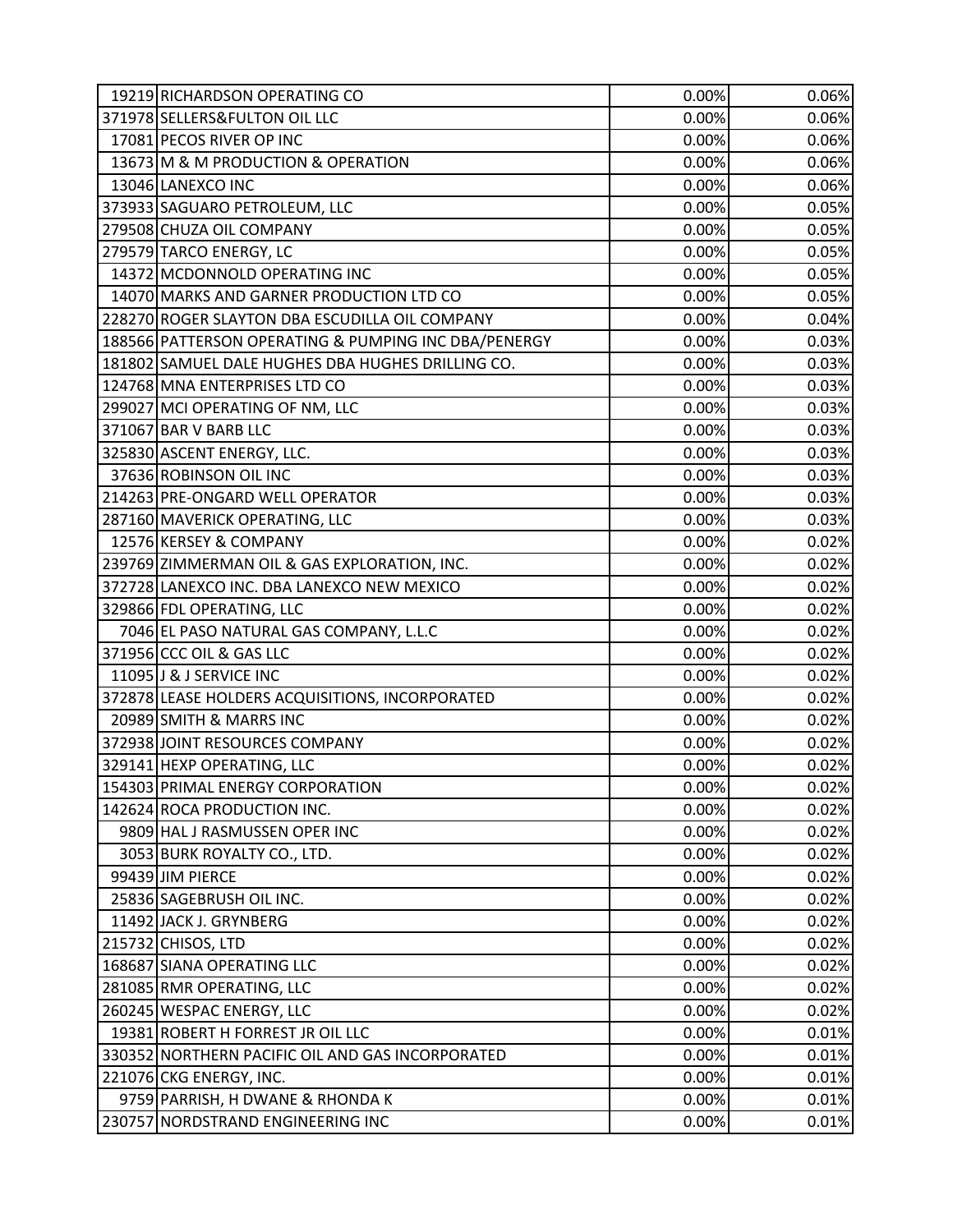| | | | |
|---|---|---|---|
| 19219 | RICHARDSON OPERATING CO | 0.00% | 0.06% |
| 371978 | SELLERS&FULTON OIL LLC | 0.00% | 0.06% |
| 17081 | PECOS RIVER OP INC | 0.00% | 0.06% |
| 13673 | M & M PRODUCTION & OPERATION | 0.00% | 0.06% |
| 13046 | LANEXCO INC | 0.00% | 0.06% |
| 373933 | SAGUARO PETROLEUM, LLC | 0.00% | 0.05% |
| 279508 | CHUZA OIL COMPANY | 0.00% | 0.05% |
| 279579 | TARCO ENERGY, LC | 0.00% | 0.05% |
| 14372 | MCDONNOLD OPERATING INC | 0.00% | 0.05% |
| 14070 | MARKS AND GARNER PRODUCTION LTD CO | 0.00% | 0.05% |
| 228270 | ROGER SLAYTON DBA ESCUDILLA OIL COMPANY | 0.00% | 0.04% |
| 188566 | PATTERSON OPERATING & PUMPING INC DBA/PENERGY | 0.00% | 0.03% |
| 181802 | SAMUEL DALE HUGHES DBA HUGHES DRILLING CO. | 0.00% | 0.03% |
| 124768 | MNA ENTERPRISES LTD CO | 0.00% | 0.03% |
| 299027 | MCI OPERATING OF NM, LLC | 0.00% | 0.03% |
| 371067 | BAR V BARB LLC | 0.00% | 0.03% |
| 325830 | ASCENT ENERGY, LLC. | 0.00% | 0.03% |
| 37636 | ROBINSON OIL INC | 0.00% | 0.03% |
| 214263 | PRE-ONGARD WELL OPERATOR | 0.00% | 0.03% |
| 287160 | MAVERICK OPERATING, LLC | 0.00% | 0.03% |
| 12576 | KERSEY & COMPANY | 0.00% | 0.02% |
| 239769 | ZIMMERMAN OIL & GAS EXPLORATION, INC. | 0.00% | 0.02% |
| 372728 | LANEXCO INC. DBA LANEXCO NEW MEXICO | 0.00% | 0.02% |
| 329866 | FDL OPERATING, LLC | 0.00% | 0.02% |
| 7046 | EL PASO NATURAL GAS COMPANY, L.L.C | 0.00% | 0.02% |
| 371956 | CCC OIL & GAS LLC | 0.00% | 0.02% |
| 11095 | J & J SERVICE INC | 0.00% | 0.02% |
| 372878 | LEASE HOLDERS ACQUISITIONS, INCORPORATED | 0.00% | 0.02% |
| 20989 | SMITH & MARRS INC | 0.00% | 0.02% |
| 372938 | JOINT RESOURCES COMPANY | 0.00% | 0.02% |
| 329141 | HEXP OPERATING, LLC | 0.00% | 0.02% |
| 154303 | PRIMAL ENERGY CORPORATION | 0.00% | 0.02% |
| 142624 | ROCA PRODUCTION INC. | 0.00% | 0.02% |
| 9809 | HAL J RASMUSSEN OPER INC | 0.00% | 0.02% |
| 3053 | BURK ROYALTY CO., LTD. | 0.00% | 0.02% |
| 99439 | JIM PIERCE | 0.00% | 0.02% |
| 25836 | SAGEBRUSH OIL INC. | 0.00% | 0.02% |
| 11492 | JACK J. GRYNBERG | 0.00% | 0.02% |
| 215732 | CHISOS, LTD | 0.00% | 0.02% |
| 168687 | SIANA OPERATING LLC | 0.00% | 0.02% |
| 281085 | RMR OPERATING, LLC | 0.00% | 0.02% |
| 260245 | WESPAC ENERGY, LLC | 0.00% | 0.02% |
| 19381 | ROBERT H FORREST JR OIL LLC | 0.00% | 0.01% |
| 330352 | NORTHERN PACIFIC OIL AND GAS INCORPORATED | 0.00% | 0.01% |
| 221076 | CKG ENERGY, INC. | 0.00% | 0.01% |
| 9759 | PARRISH, H DWANE & RHONDA K | 0.00% | 0.01% |
| 230757 | NORDSTRAND ENGINEERING INC | 0.00% | 0.01% |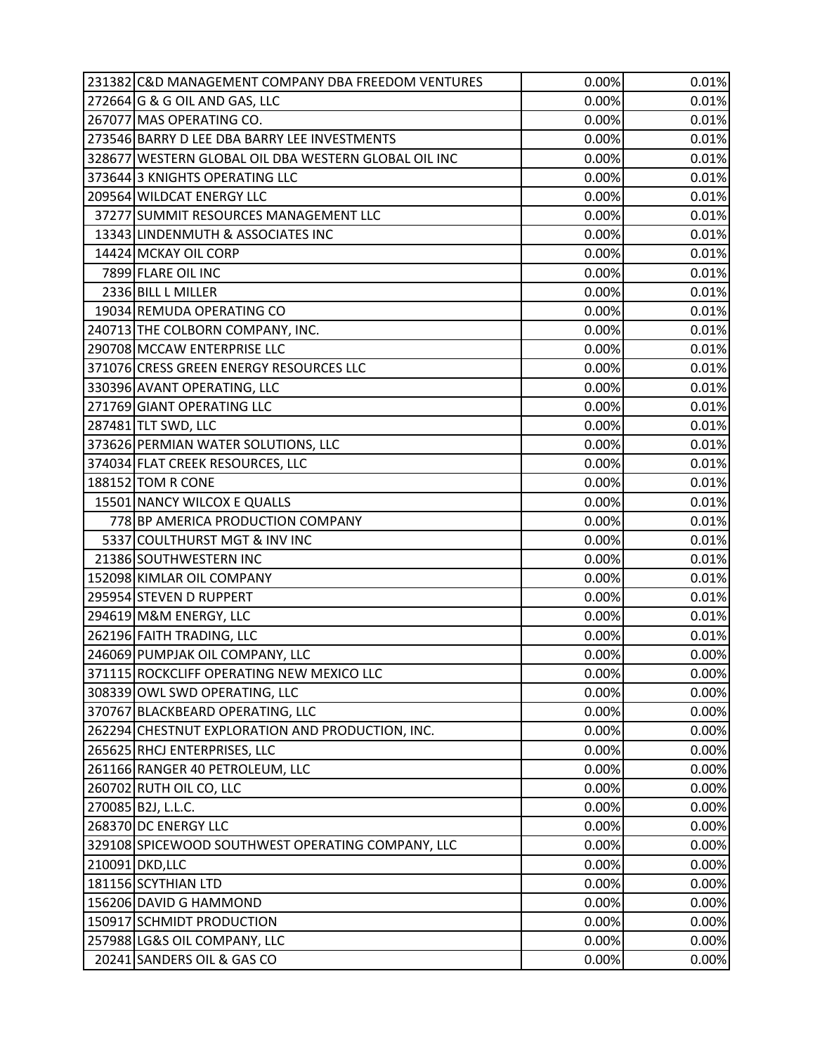| | | | |
|---|---|---|---|
| 231382 | C&D MANAGEMENT COMPANY DBA FREEDOM VENTURES | 0.00% | 0.01% |
| 272664 | G & G OIL AND GAS, LLC | 0.00% | 0.01% |
| 267077 | MAS OPERATING CO. | 0.00% | 0.01% |
| 273546 | BARRY D LEE DBA BARRY LEE INVESTMENTS | 0.00% | 0.01% |
| 328677 | WESTERN GLOBAL OIL DBA WESTERN GLOBAL OIL INC | 0.00% | 0.01% |
| 373644 | 3 KNIGHTS OPERATING LLC | 0.00% | 0.01% |
| 209564 | WILDCAT ENERGY LLC | 0.00% | 0.01% |
| 37277 | SUMMIT RESOURCES MANAGEMENT LLC | 0.00% | 0.01% |
| 13343 | LINDENMUTH & ASSOCIATES INC | 0.00% | 0.01% |
| 14424 | MCKAY OIL CORP | 0.00% | 0.01% |
| 7899 | FLARE OIL INC | 0.00% | 0.01% |
| 2336 | BILL L MILLER | 0.00% | 0.01% |
| 19034 | REMUDA OPERATING CO | 0.00% | 0.01% |
| 240713 | THE COLBORN COMPANY, INC. | 0.00% | 0.01% |
| 290708 | MCCAW ENTERPRISE LLC | 0.00% | 0.01% |
| 371076 | CRESS GREEN ENERGY RESOURCES LLC | 0.00% | 0.01% |
| 330396 | AVANT OPERATING, LLC | 0.00% | 0.01% |
| 271769 | GIANT OPERATING LLC | 0.00% | 0.01% |
| 287481 | TLT SWD, LLC | 0.00% | 0.01% |
| 373626 | PERMIAN WATER SOLUTIONS, LLC | 0.00% | 0.01% |
| 374034 | FLAT CREEK RESOURCES, LLC | 0.00% | 0.01% |
| 188152 | TOM R CONE | 0.00% | 0.01% |
| 15501 | NANCY WILCOX E QUALLS | 0.00% | 0.01% |
| 778 | BP AMERICA PRODUCTION COMPANY | 0.00% | 0.01% |
| 5337 | COULTHURST MGT & INV INC | 0.00% | 0.01% |
| 21386 | SOUTHWESTERN INC | 0.00% | 0.01% |
| 152098 | KIMLAR OIL COMPANY | 0.00% | 0.01% |
| 295954 | STEVEN D RUPPERT | 0.00% | 0.01% |
| 294619 | M&M ENERGY, LLC | 0.00% | 0.01% |
| 262196 | FAITH TRADING, LLC | 0.00% | 0.01% |
| 246069 | PUMPJAK OIL COMPANY, LLC | 0.00% | 0.00% |
| 371115 | ROCKCLIFF OPERATING NEW MEXICO LLC | 0.00% | 0.00% |
| 308339 | OWL SWD OPERATING, LLC | 0.00% | 0.00% |
| 370767 | BLACKBEARD OPERATING, LLC | 0.00% | 0.00% |
| 262294 | CHESTNUT EXPLORATION AND PRODUCTION, INC. | 0.00% | 0.00% |
| 265625 | RHCJ ENTERPRISES, LLC | 0.00% | 0.00% |
| 261166 | RANGER 40 PETROLEUM, LLC | 0.00% | 0.00% |
| 260702 | RUTH OIL CO, LLC | 0.00% | 0.00% |
| 270085 | B2J, L.L.C. | 0.00% | 0.00% |
| 268370 | DC ENERGY LLC | 0.00% | 0.00% |
| 329108 | SPICEWOOD SOUTHWEST OPERATING COMPANY, LLC | 0.00% | 0.00% |
| 210091 | DKD,LLC | 0.00% | 0.00% |
| 181156 | SCYTHIAN LTD | 0.00% | 0.00% |
| 156206 | DAVID G HAMMOND | 0.00% | 0.00% |
| 150917 | SCHMIDT PRODUCTION | 0.00% | 0.00% |
| 257988 | LG&S OIL COMPANY, LLC | 0.00% | 0.00% |
| 20241 | SANDERS OIL & GAS CO | 0.00% | 0.00% |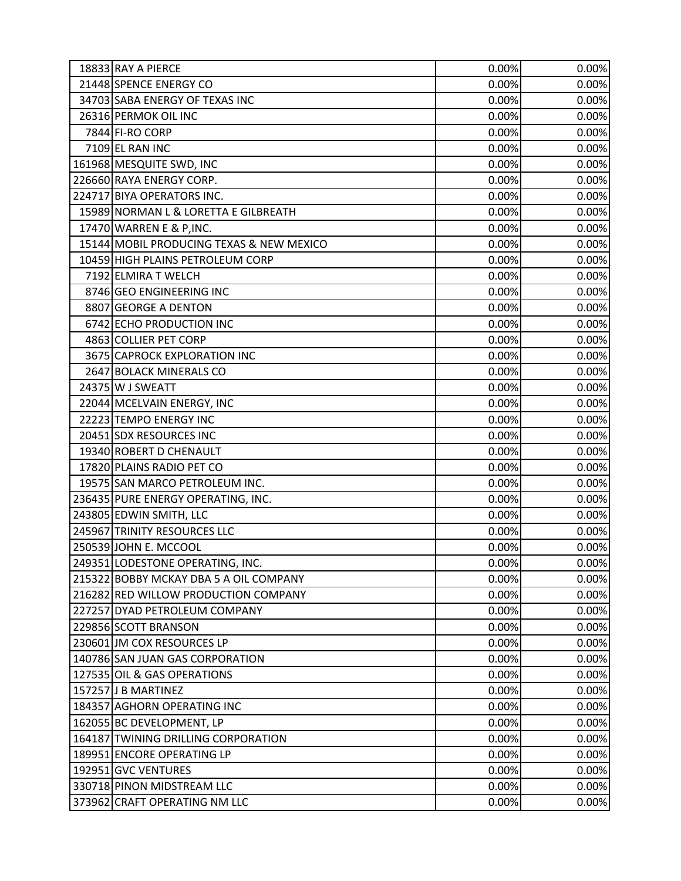| | | | |
|---|---|---|---|
| 18833 | RAY A PIERCE | 0.00% | 0.00% |
| 21448 | SPENCE ENERGY CO | 0.00% | 0.00% |
| 34703 | SABA ENERGY OF TEXAS INC | 0.00% | 0.00% |
| 26316 | PERMOK OIL INC | 0.00% | 0.00% |
| 7844 | FI-RO CORP | 0.00% | 0.00% |
| 7109 | EL RAN INC | 0.00% | 0.00% |
| 161968 | MESQUITE SWD, INC | 0.00% | 0.00% |
| 226660 | RAYA ENERGY CORP. | 0.00% | 0.00% |
| 224717 | BIYA OPERATORS INC. | 0.00% | 0.00% |
| 15989 | NORMAN L & LORETTA E GILBREATH | 0.00% | 0.00% |
| 17470 | WARREN E & P,INC. | 0.00% | 0.00% |
| 15144 | MOBIL PRODUCING TEXAS & NEW MEXICO | 0.00% | 0.00% |
| 10459 | HIGH PLAINS PETROLEUM CORP | 0.00% | 0.00% |
| 7192 | ELMIRA T WELCH | 0.00% | 0.00% |
| 8746 | GEO ENGINEERING INC | 0.00% | 0.00% |
| 8807 | GEORGE A DENTON | 0.00% | 0.00% |
| 6742 | ECHO PRODUCTION INC | 0.00% | 0.00% |
| 4863 | COLLIER PET CORP | 0.00% | 0.00% |
| 3675 | CAPROCK EXPLORATION INC | 0.00% | 0.00% |
| 2647 | BOLACK MINERALS CO | 0.00% | 0.00% |
| 24375 | W J SWEATT | 0.00% | 0.00% |
| 22044 | MCELVAIN ENERGY, INC | 0.00% | 0.00% |
| 22223 | TEMPO ENERGY INC | 0.00% | 0.00% |
| 20451 | SDX RESOURCES INC | 0.00% | 0.00% |
| 19340 | ROBERT D CHENAULT | 0.00% | 0.00% |
| 17820 | PLAINS RADIO PET CO | 0.00% | 0.00% |
| 19575 | SAN MARCO PETROLEUM INC. | 0.00% | 0.00% |
| 236435 | PURE ENERGY OPERATING, INC. | 0.00% | 0.00% |
| 243805 | EDWIN SMITH, LLC | 0.00% | 0.00% |
| 245967 | TRINITY RESOURCES LLC | 0.00% | 0.00% |
| 250539 | JOHN E. MCCOOL | 0.00% | 0.00% |
| 249351 | LODESTONE OPERATING, INC. | 0.00% | 0.00% |
| 215322 | BOBBY MCKAY DBA 5 A OIL COMPANY | 0.00% | 0.00% |
| 216282 | RED WILLOW PRODUCTION COMPANY | 0.00% | 0.00% |
| 227257 | DYAD PETROLEUM COMPANY | 0.00% | 0.00% |
| 229856 | SCOTT BRANSON | 0.00% | 0.00% |
| 230601 | JM COX RESOURCES LP | 0.00% | 0.00% |
| 140786 | SAN JUAN GAS CORPORATION | 0.00% | 0.00% |
| 127535 | OIL & GAS OPERATIONS | 0.00% | 0.00% |
| 157257 | J B MARTINEZ | 0.00% | 0.00% |
| 184357 | AGHORN OPERATING INC | 0.00% | 0.00% |
| 162055 | BC DEVELOPMENT, LP | 0.00% | 0.00% |
| 164187 | TWINING DRILLING CORPORATION | 0.00% | 0.00% |
| 189951 | ENCORE OPERATING LP | 0.00% | 0.00% |
| 192951 | GVC VENTURES | 0.00% | 0.00% |
| 330718 | PINON MIDSTREAM LLC | 0.00% | 0.00% |
| 373962 | CRAFT OPERATING NM LLC | 0.00% | 0.00% |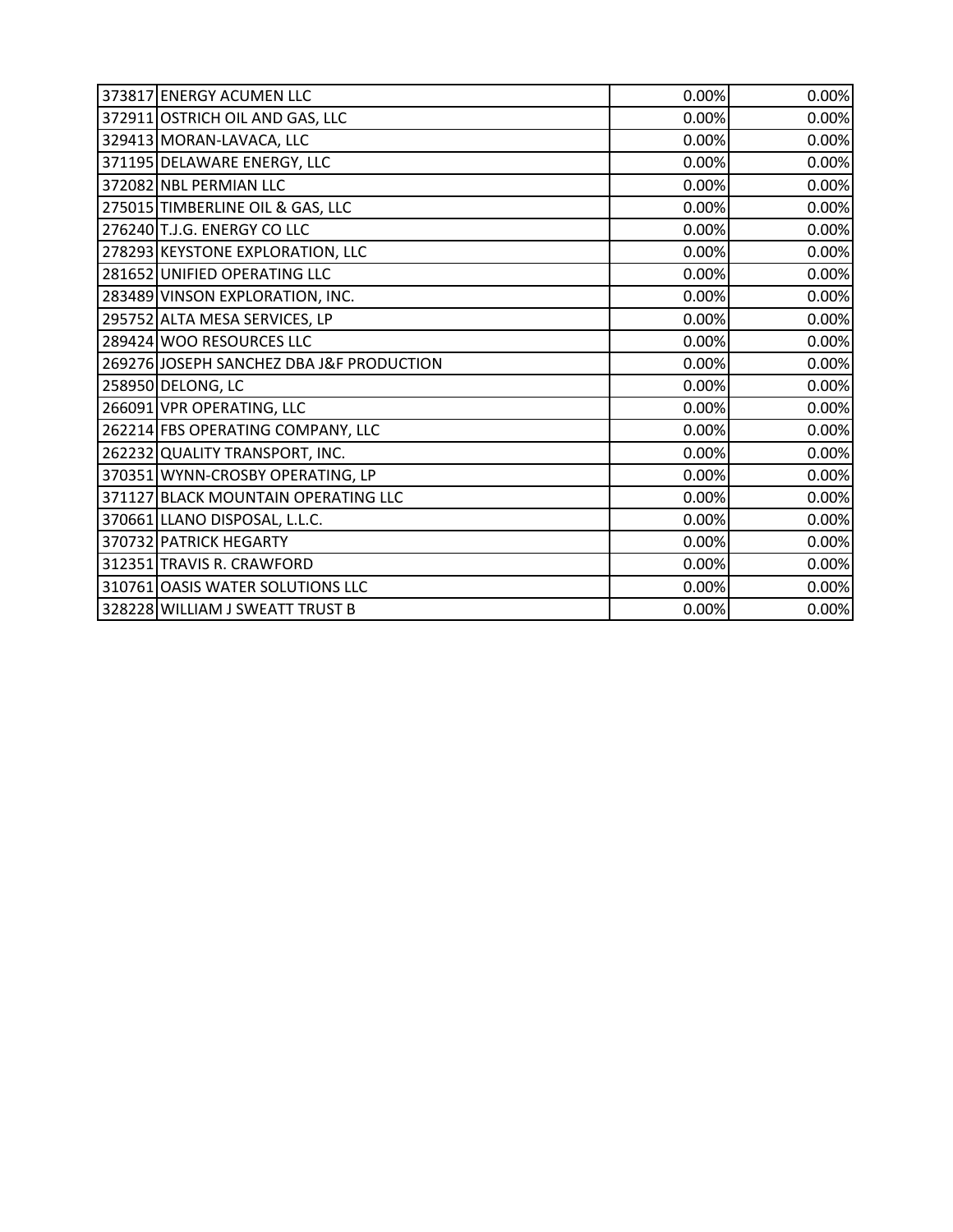| | | | |
|---|---|---|---|
| 373817 | ENERGY ACUMEN LLC | 0.00% | 0.00% |
| 372911 | OSTRICH OIL AND GAS, LLC | 0.00% | 0.00% |
| 329413 | MORAN-LAVACA, LLC | 0.00% | 0.00% |
| 371195 | DELAWARE ENERGY, LLC | 0.00% | 0.00% |
| 372082 | NBL PERMIAN LLC | 0.00% | 0.00% |
| 275015 | TIMBERLINE OIL & GAS, LLC | 0.00% | 0.00% |
| 276240 | T.J.G. ENERGY CO LLC | 0.00% | 0.00% |
| 278293 | KEYSTONE EXPLORATION, LLC | 0.00% | 0.00% |
| 281652 | UNIFIED OPERATING LLC | 0.00% | 0.00% |
| 283489 | VINSON EXPLORATION, INC. | 0.00% | 0.00% |
| 295752 | ALTA MESA SERVICES, LP | 0.00% | 0.00% |
| 289424 | WOO RESOURCES LLC | 0.00% | 0.00% |
| 269276 | JOSEPH SANCHEZ DBA J&F PRODUCTION | 0.00% | 0.00% |
| 258950 | DELONG, LC | 0.00% | 0.00% |
| 266091 | VPR OPERATING, LLC | 0.00% | 0.00% |
| 262214 | FBS OPERATING COMPANY, LLC | 0.00% | 0.00% |
| 262232 | QUALITY TRANSPORT, INC. | 0.00% | 0.00% |
| 370351 | WYNN-CROSBY OPERATING, LP | 0.00% | 0.00% |
| 371127 | BLACK MOUNTAIN OPERATING LLC | 0.00% | 0.00% |
| 370661 | LLANO DISPOSAL, L.L.C. | 0.00% | 0.00% |
| 370732 | PATRICK HEGARTY | 0.00% | 0.00% |
| 312351 | TRAVIS R. CRAWFORD | 0.00% | 0.00% |
| 310761 | OASIS WATER SOLUTIONS LLC | 0.00% | 0.00% |
| 328228 | WILLIAM J SWEATT TRUST B | 0.00% | 0.00% |